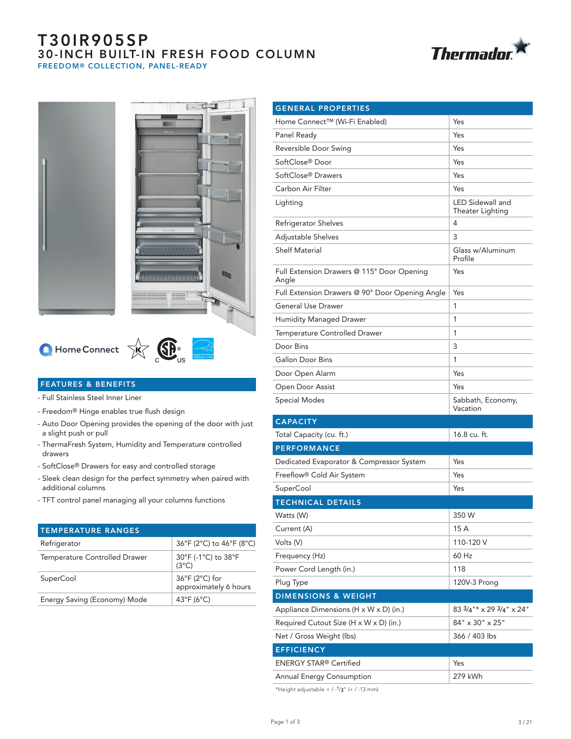# T30IR905SP

## 30-INCH BUILT-IN FRESH FOOD COLUMN

### FREEDOM® COLLECTION, PANEL-READY

Thermador

Home Connect

## FEATURES & BENEFITS

- Full Stainless Steel Inner Liner
- Freedom® Hinge enables true flush design
- Auto Door Opening provides the opening of the door with just a slight push or pull
- ThermaFresh System, Humidity and Temperature controlled drawers
- SoftClose® Drawers for easy and controlled storage
- Sleek clean design for the perfect symmetry when paired with additional columns
- TFT control panel managing all your columns functions

## TEMPERATURE RANGES

| TEMPERATURE RANGES | |
|---|---|
| Refrigerator | 36°F (2°C) to 46°F (8°C) |
| Temperature Controlled Drawer | 30°F (-1°C) to 38°F (3°C) |
| SuperCool | 36°F (2°C) for approximately 6 hours |
| Energy Saving (Economy) Mode | 43°F (6°C) |

| GENERAL PROPERTIES | |
|---|---|
| Home Connect™ (Wi-Fi Enabled) | Yes |
| Panel Ready | Yes |
| Reversible Door Swing | Yes |
| SoftClose® Door | Yes |
| SoftClose® Drawers | Yes |
| Carbon Air Filter | Yes |
| Lighting | LED Sidewall and Theater Lighting |
| Refrigerator Shelves | 4 |
| Adjustable Shelves | 3 |
| Shelf Material | Glass w/Aluminum Profile |
| Full Extension Drawers @ 115° Door Opening Angle | Yes |
| Full Extension Drawers @ 90° Door Opening Angle | Yes |
| General Use Drawer | 1 |
| Humidity Managed Drawer | 1 |
| Temperature Controlled Drawer | 1 |
| Door Bins | 3 |
| Gallon Door Bins | 1 |
| Door Open Alarm | Yes |
| Open Door Assist | Yes |
| Special Modes | Sabbath, Economy, Vacation |
| **CAPACITY** | |
| Total Capacity (cu. ft.) | 16.8 cu. ft. |
| **PERFORMANCE** | |
| Dedicated Evaporator & Compressor System | Yes |
| Freeflow® Cold Air System | Yes |
| SuperCool | Yes |
| **TECHNICAL DETAILS** | |
| Watts (W) | 350 W |
| Current (A) | 15 A |
| Volts (V) | 110-120 V |
| Frequency (Hz) | 60 Hz |
| Power Cord Length (in.) | 118 |
| Plug Type | 120V-3 Prong |
| **DIMENSIONS & WEIGHT** | |
| Appliance Dimensions (H x W x D) (in.) | 83 3/4"* x 29 3/4" x 24" |
| Required Cutout Size (H x W x D) (in.) | 84" x 30" x 25" |
| Net / Gross Weight (lbs) | 366 / 403 lbs |
| **EFFICIENCY** | |
| ENERGY STAR® Certified | Yes |
| Annual Energy Consumption | 279 kWh |

*Height adjustable + / -1/2" (+ / -13 mm)

3 / 21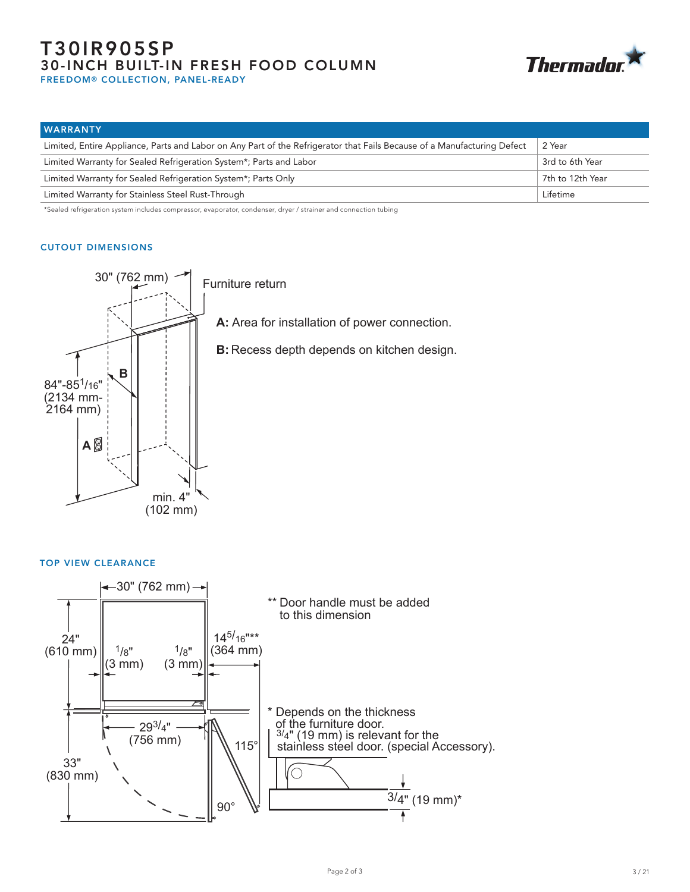# T30IR905SP

## 30-INCH BUILT-IN FRESH FOOD COLUMN

FREEDOM® COLLECTION, PANEL-READY

| WARRANTY | |
|---|---|
| Limited, Entire Appliance, Parts and Labor on Any Part of the Refrigerator that Fails Because of a Manufacturing Defect | 2 Year |
| Limited Warranty for Sealed Refrigeration System*; Parts and Labor | 3rd to 6th Year |
| Limited Warranty for Sealed Refrigeration System*; Parts Only | 7th to 12th Year |
| Limited Warranty for Stainless Steel Rust-Through | Lifetime |

*Sealed refrigeration system includes compressor, evaporator, condenser, dryer / strainer and connection tubing

### CUTOUT DIMENSIONS

30" (762 mm)

Furniture return

84"-85 1/16" (2134 mm-2164 mm)

**A:** Area for installation of power connection.

**B:** Recess depth depends on kitchen design.

min. 4" (102 mm)

### TOP VIEW CLEARANCE

30" (762 mm)

24" (610 mm)

1/8" (3 mm)

1/8" (3 mm)

14 5/16"** (364 mm)

29 3/4" (756 mm)

33" (830 mm)

115°

90°

** Door handle must be added to this dimension

* Depends on the thickness of the furniture door. 3/4" (19 mm) is relevant for the stainless steel door. (special Accessory).

3/4" (19 mm)*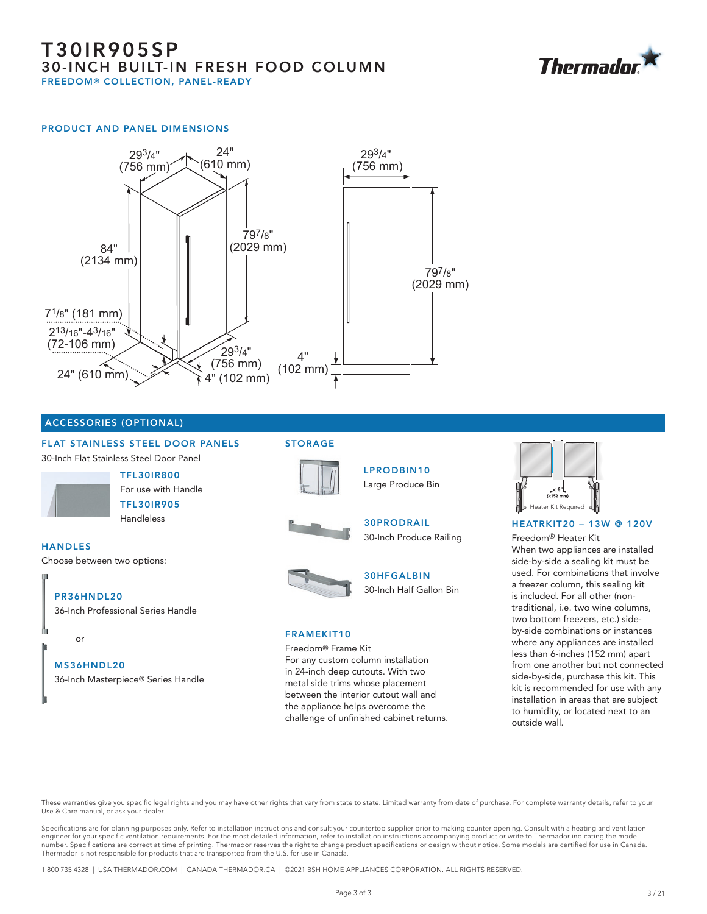# T30IR905SP

## 30-INCH BUILT-IN FRESH FOOD COLUMN

FREEDOM® COLLECTION, PANEL-READY

### PRODUCT AND PANEL DIMENSIONS

29 3/4" (756 mm)
24" (610 mm)
84" (2134 mm)
79 7/8" (2029 mm)
7 1/8" (181 mm)
2 13/16"-4 3/16" (72-106 mm)
24" (610 mm)
29 3/4" (756 mm)
4" (102 mm)

29 3/4" (756 mm)
79 7/8" (2029 mm)
4" (102 mm)

## ACCESSORIES (OPTIONAL)

### FLAT STAINLESS STEEL DOOR PANELS

30-Inch Flat Stainless Steel Door Panel

**TFL30IR800**
For use with Handle

**TFL30IR905**
Handleless

### HANDLES

Choose between two options:

**PR36HNDL20**
36-Inch Professional Series Handle

or

**MS36HNDL20**
36-Inch Masterpiece® Series Handle

### STORAGE

**LPRODBIN10**
Large Produce Bin

**30PRODRAIL**
30-Inch Produce Railing

**30HFGALBIN**
30-Inch Half Gallon Bin

### FRAMEKIT10

Freedom® Frame Kit
For any custom column installation in 24-inch deep cutouts. With two metal side trims whose placement between the interior cutout wall and the appliance helps overcome the challenge of unfinished cabinet returns.

< 6" (<152 mm)
Heater Kit Required

### HEATRKIT20 – 13W @ 120V

Freedom® Heater Kit
When two appliances are installed side-by-side a sealing kit must be used. For combinations that involve a freezer column, this sealing kit is included. For all other (non-traditional, i.e. two wine columns, two bottom freezers, etc.) side-by-side combinations or instances where any appliances are installed less than 6-inches (152 mm) apart from one another but not connected side-by-side, purchase this kit. This kit is recommended for use with any installation in areas that are subject to humidity, or located next to an outside wall.

These warranties give you specific legal rights and you may have other rights that vary from state to state. Limited warranty from date of purchase. For complete warranty details, refer to your Use & Care manual, or ask your dealer.

Specifications are for planning purposes only. Refer to installation instructions and consult your countertop supplier prior to making counter opening. Consult with a heating and ventilation engineer for your specific ventilation requirements. For the most detailed information, refer to installation instructions accompanying product or write to Thermador indicating the model number. Specifications are correct at time of printing. Thermador reserves the right to change product specifications or design without notice. Some models are certified for use in Canada. Thermador is not responsible for products that are transported from the U.S. for use in Canada.

1 800 735 4328 | USA THERMADOR.COM | CANADA THERMADOR.CA | ©2021 BSH HOME APPLIANCES CORPORATION. ALL RIGHTS RESERVED.